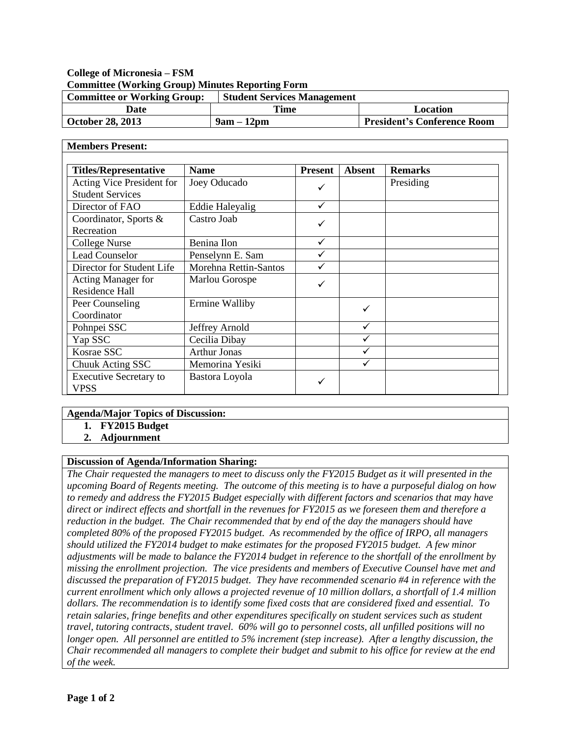**College of Micronesia – FSM**
**Committee (Working Group) Minutes Reporting Form**

| **Committee or Working Group:** | **Student Services Management** | |
|---|---|---|
| **Date** | **Time** | **Location** |
| **October 28, 2013** | **9am – 12pm** | **President's Conference Room** |

**Members Present:**

| **Titles/Representative** | **Name** | **Present** | **Absent** | **Remarks** |
|---|---|---|---|---|
| Acting Vice President for Student Services | Joey Oducado | ✓ | | Presiding |
| Director of FAO | Eddie Haleyalig | ✓ | | |
| Coordinator, Sports & Recreation | Castro Joab | ✓ | | |
| College Nurse | Benina Ilon | ✓ | | |
| Lead Counselor | Penselynn E. Sam | ✓ | | |
| Director for Student Life | Morehna Rettin-Santos | ✓ | | |
| Acting Manager for Residence Hall | Marlou Gorospe | ✓ | | |
| Peer Counseling Coordinator | Ermine Walliby | | ✓ | |
| Pohnpei SSC | Jeffrey Arnold | | ✓ | |
| Yap SSC | Cecilia Dibay | | ✓ | |
| Kosrae SSC | Arthur Jonas | | ✓ | |
| Chuuk Acting SSC | Memorina Yesiki | | ✓ | |
| Executive Secretary to VPSS | Bastora Loyola | ✓ | | |

**Agenda/Major Topics of Discussion:**

1. **FY2015 Budget**
2. **Adjournment**

**Discussion of Agenda/Information Sharing:**

*The Chair requested the managers to meet to discuss only the FY2015 Budget as it will presented in the upcoming Board of Regents meeting. The outcome of this meeting is to have a purposeful dialog on how to remedy and address the FY2015 Budget especially with different factors and scenarios that may have direct or indirect effects and shortfall in the revenues for FY2015 as we foreseen them and therefore a reduction in the budget. The Chair recommended that by end of the day the managers should have completed 80% of the proposed FY2015 budget. As recommended by the office of IRPO, all managers should utilized the FY2014 budget to make estimates for the proposed FY2015 budget. A few minor adjustments will be made to balance the FY2014 budget in reference to the shortfall of the enrollment by missing the enrollment projection. The vice presidents and members of Executive Counsel have met and discussed the preparation of FY2015 budget. They have recommended scenario #4 in reference with the current enrollment which only allows a projected revenue of 10 million dollars, a shortfall of 1.4 million dollars. The recommendation is to identify some fixed costs that are considered fixed and essential. To retain salaries, fringe benefits and other expenditures specifically on student services such as student travel, tutoring contracts, student travel. 60% will go to personnel costs, all unfilled positions will no longer open. All personnel are entitled to 5% increment (step increase). After a lengthy discussion, the Chair recommended all managers to complete their budget and submit to his office for review at the end of the week.*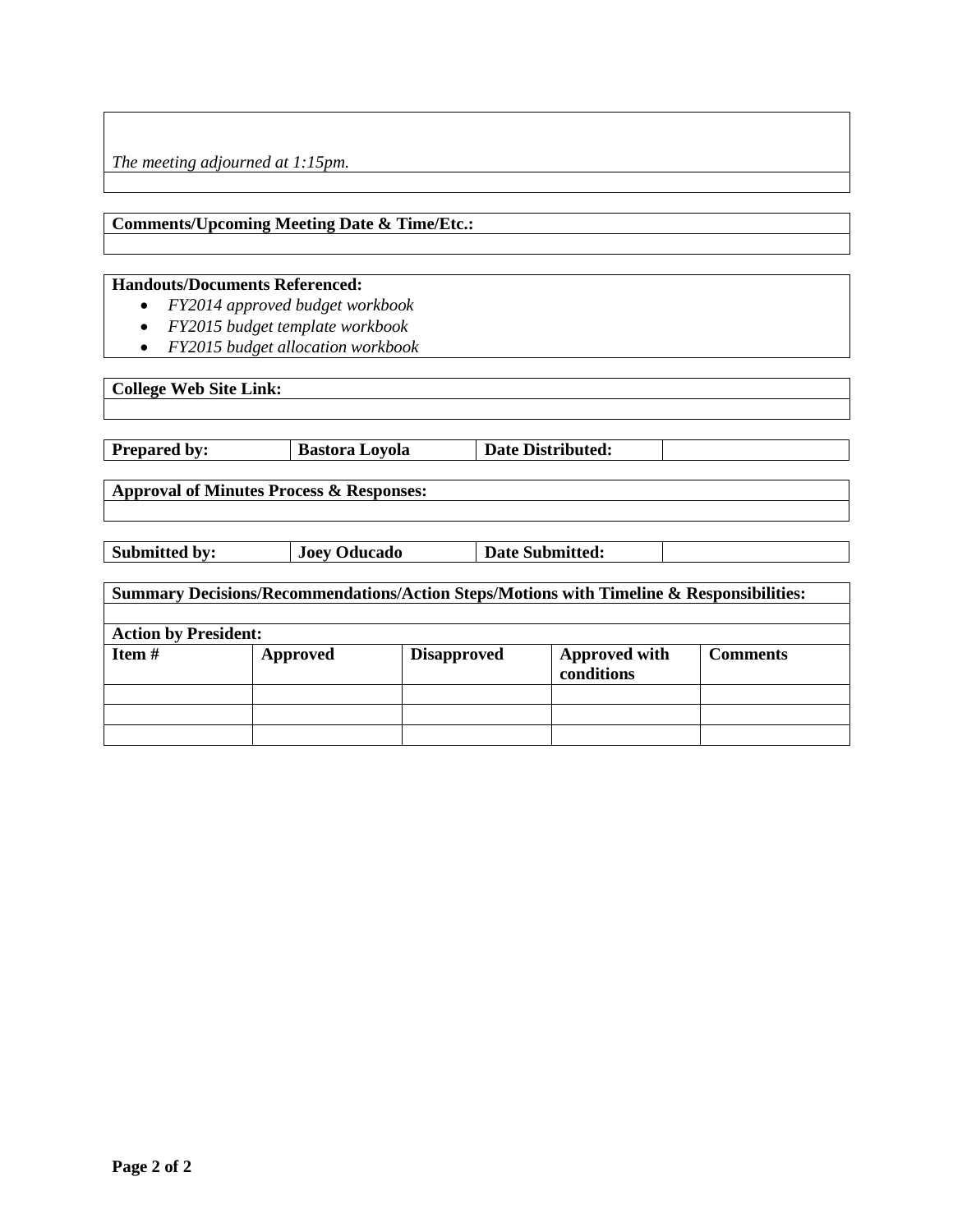*The meeting adjourned at 1:15pm.*

**Comments/Upcoming Meeting Date & Time/Etc.:**

**Handouts/Documents Referenced:**

- *FY2014 approved budget workbook*
- *FY2015 budget template workbook*
- *FY2015 budget allocation workbook*

**College Web Site Link:**

| **Prepared by:** | **Bastora Loyola** | **Date Distributed:** | |
|---|---|---|---|

**Approval of Minutes Process & Responses:**

| **Submitted by:** | **Joey Oducado** | **Date Submitted:** | |
|---|---|---|---|

**Summary Decisions/Recommendations/Action Steps/Motions with Timeline & Responsibilities:**

**Action by President:**

| Item # | Approved | Disapproved | Approved with conditions | Comments |
|---|---|---|---|---|
| | | | | |
| | | | | |
| | | | | |